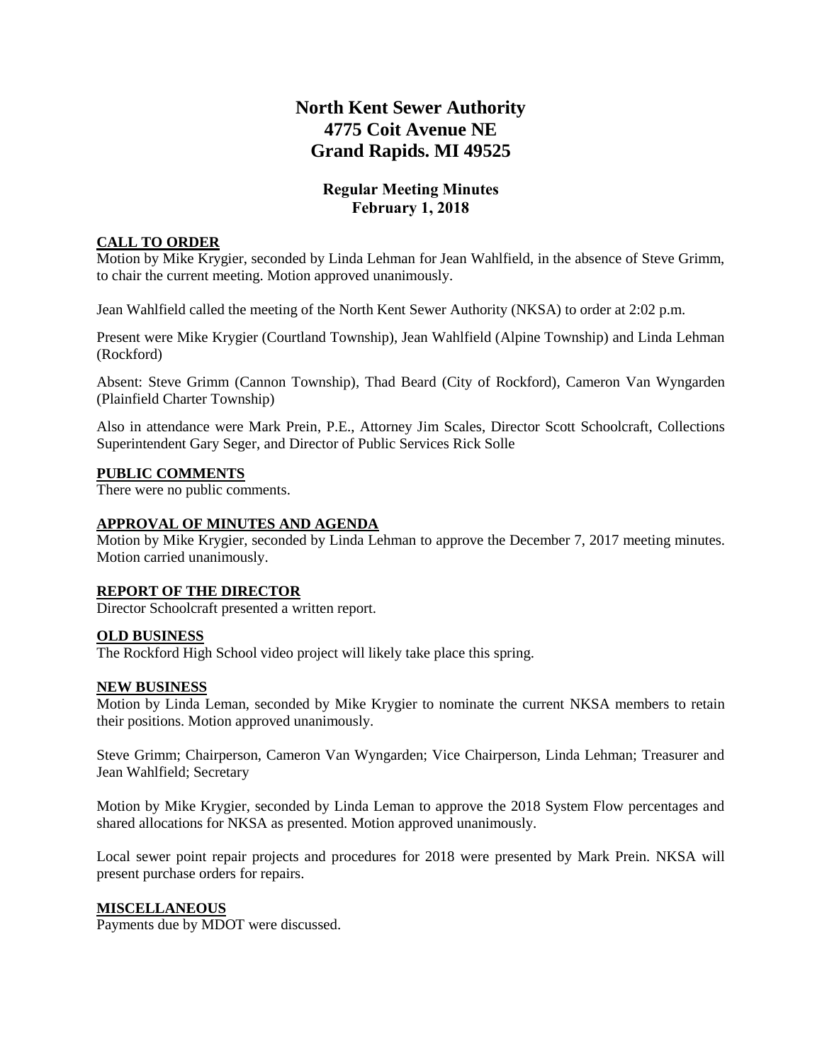# North Kent Sewer Authority
# 4775 Coit Avenue NE
# Grand Rapids. MI 49525

## Regular Meeting Minutes
## February 1, 2018

**CALL TO ORDER**

Motion by Mike Krygier, seconded by Linda Lehman for Jean Wahlfield, in the absence of Steve Grimm, to chair the current meeting. Motion approved unanimously.

Jean Wahlfield called the meeting of the North Kent Sewer Authority (NKSA) to order at 2:02 p.m.

Present were Mike Krygier (Courtland Township), Jean Wahlfield (Alpine Township) and Linda Lehman (Rockford)

Absent: Steve Grimm (Cannon Township), Thad Beard (City of Rockford), Cameron Van Wyngarden (Plainfield Charter Township)

Also in attendance were Mark Prein, P.E., Attorney Jim Scales, Director Scott Schoolcraft, Collections Superintendent Gary Seger, and Director of Public Services Rick Solle

**PUBLIC COMMENTS**

There were no public comments.

**APPROVAL OF MINUTES AND AGENDA**

Motion by Mike Krygier, seconded by Linda Lehman to approve the December 7, 2017 meeting minutes. Motion carried unanimously.

**REPORT OF THE DIRECTOR**

Director Schoolcraft presented a written report.

**OLD BUSINESS**

The Rockford High School video project will likely take place this spring.

**NEW BUSINESS**

Motion by Linda Leman, seconded by Mike Krygier to nominate the current NKSA members to retain their positions. Motion approved unanimously.

Steve Grimm; Chairperson, Cameron Van Wyngarden; Vice Chairperson, Linda Lehman; Treasurer and Jean Wahlfield; Secretary

Motion by Mike Krygier, seconded by Linda Leman to approve the 2018 System Flow percentages and shared allocations for NKSA as presented. Motion approved unanimously.

Local sewer point repair projects and procedures for 2018 were presented by Mark Prein. NKSA will present purchase orders for repairs.

**MISCELLANEOUS**

Payments due by MDOT were discussed.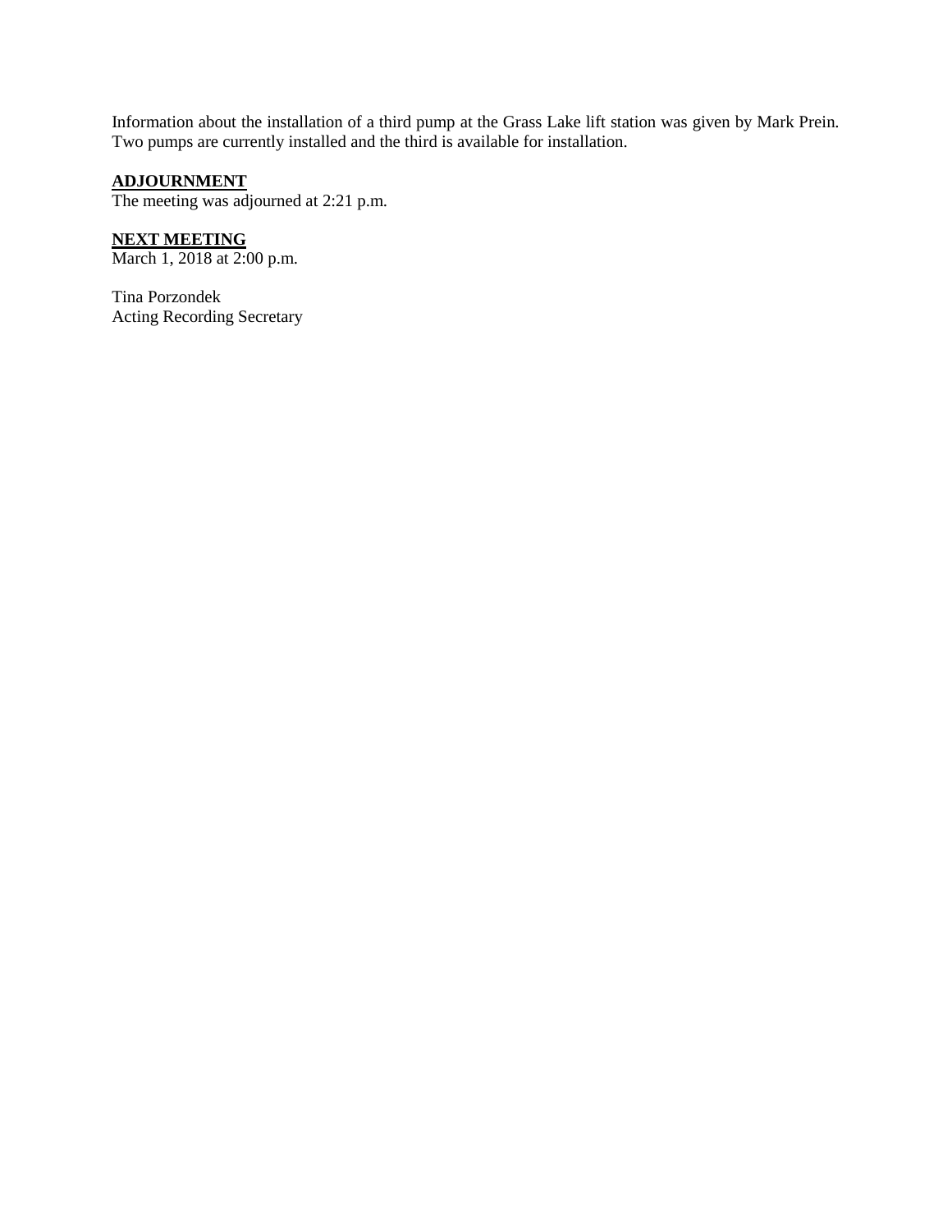Information about the installation of a third pump at the Grass Lake lift station was given by Mark Prein. Two pumps are currently installed and the third is available for installation.

**ADJOURNMENT**

The meeting was adjourned at 2:21 p.m.

**NEXT MEETING**

March 1, 2018 at 2:00 p.m.

Tina Porzondek
Acting Recording Secretary